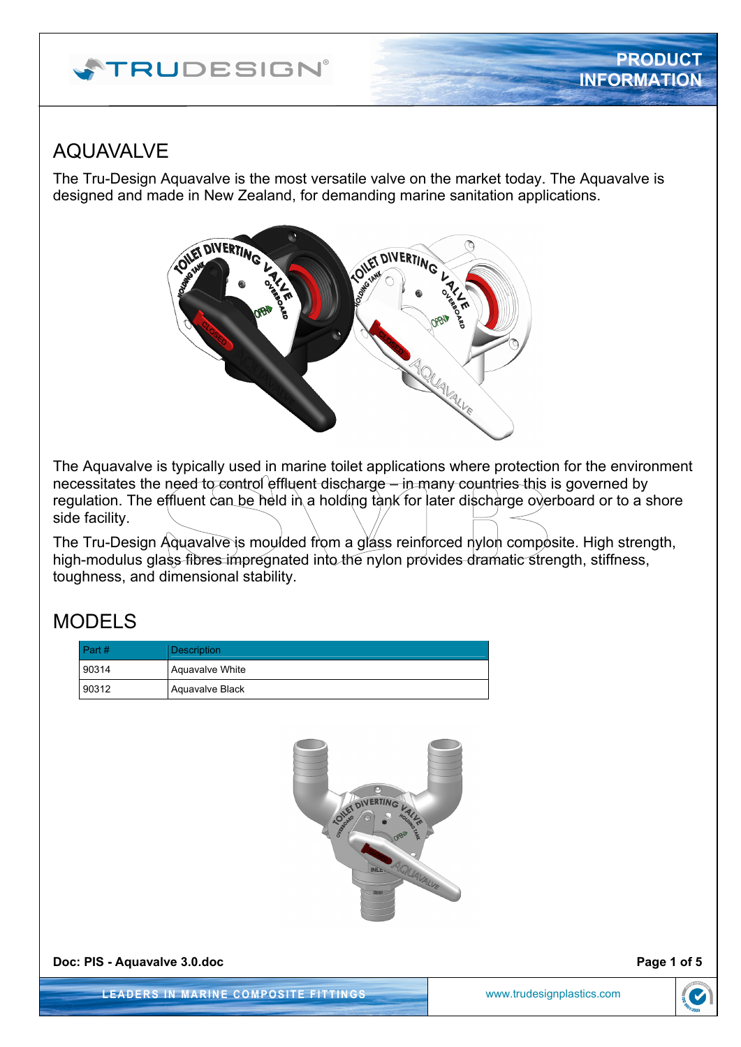# AQUAVALVE

The Tru-Design Aquavalve is the most versatile valve on the market today. The Aquavalve is designed and made in New Zealand, for demanding marine sanitation applications.

The Aquavalve is typically used in marine toilet applications where protection for the environment necessitates the need to control effluent discharge – in many countries this is governed by regulation. The effluent can be held in a holding tank for later discharge overboard or to a shore side facility.

The Tru-Design Aquavalve is moulded from a glass reinforced nylon composite. High strength, high-modulus glass fibres impregnated into the nylon provides dramatic strength, stiffness, toughness, and dimensional stability.

# MODELS

| Part # | Description |
| --- | --- |
| 90314 | Aquavalve White |
| 90312 | Aquavalve Black |

Doc: PIS - Aquavalve 3.0.doc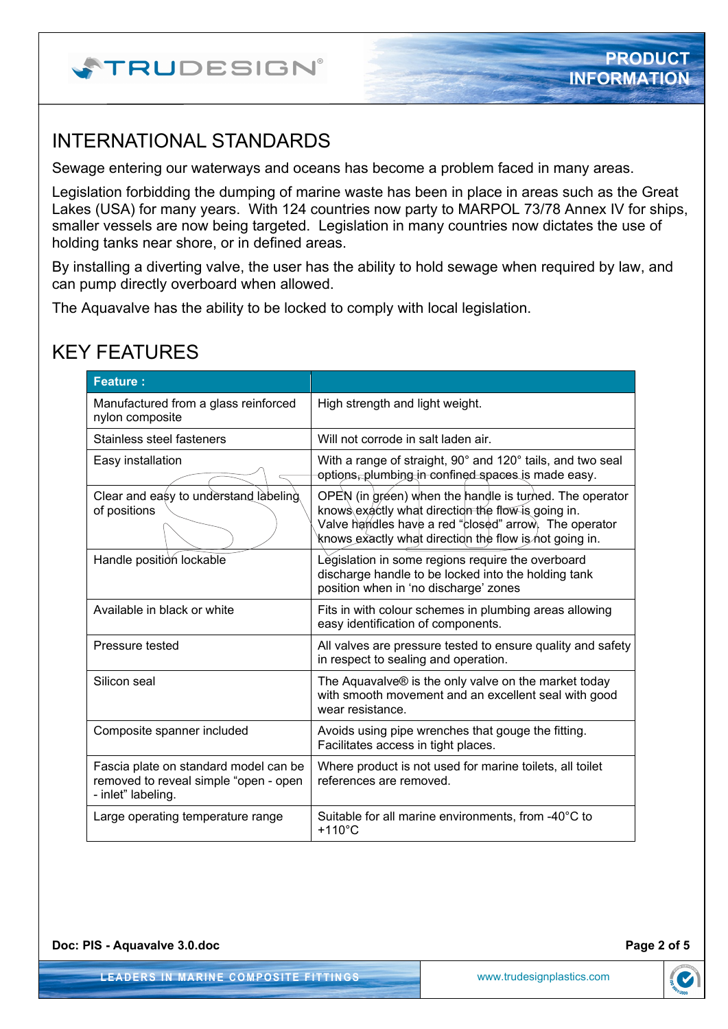## INTERNATIONAL STANDARDS

Sewage entering our waterways and oceans has become a problem faced in many areas.

Legislation forbidding the dumping of marine waste has been in place in areas such as the Great Lakes (USA) for many years. With 124 countries now party to MARPOL 73/78 Annex IV for ships, smaller vessels are now being targeted. Legislation in many countries now dictates the use of holding tanks near shore, or in defined areas.

By installing a diverting valve, the user has the ability to hold sewage when required by law, and can pump directly overboard when allowed.

The Aquavalve has the ability to be locked to comply with local legislation.

## KEY FEATURES

| Feature : | |
|---|---|
| Manufactured from a glass reinforced nylon composite | High strength and light weight. |
| Stainless steel fasteners | Will not corrode in salt laden air. |
| Easy installation | With a range of straight, 90° and 120° tails, and two seal options, plumbing in confined spaces is made easy. |
| Clear and easy to understand labeling of positions | OPEN (in green) when the handle is turned. The operator knows exactly what direction the flow is going in. Valve handles have a red "closed" arrow. The operator knows exactly what direction the flow is not going in. |
| Handle position lockable | Legislation in some regions require the overboard discharge handle to be locked into the holding tank position when in 'no discharge' zones |
| Available in black or white | Fits in with colour schemes in plumbing areas allowing easy identification of components. |
| Pressure tested | All valves are pressure tested to ensure quality and safety in respect to sealing and operation. |
| Silicon seal | The Aquavalve® is the only valve on the market today with smooth movement and an excellent seal with good wear resistance. |
| Composite spanner included | Avoids using pipe wrenches that gouge the fitting. Facilitates access in tight places. |
| Fascia plate on standard model can be removed to reveal simple "open - open - inlet" labeling. | Where product is not used for marine toilets, all toilet references are removed. |
| Large operating temperature range | Suitable for all marine environments, from -40°C to +110°C |

**Doc: PIS - Aquavalve 3.0.doc**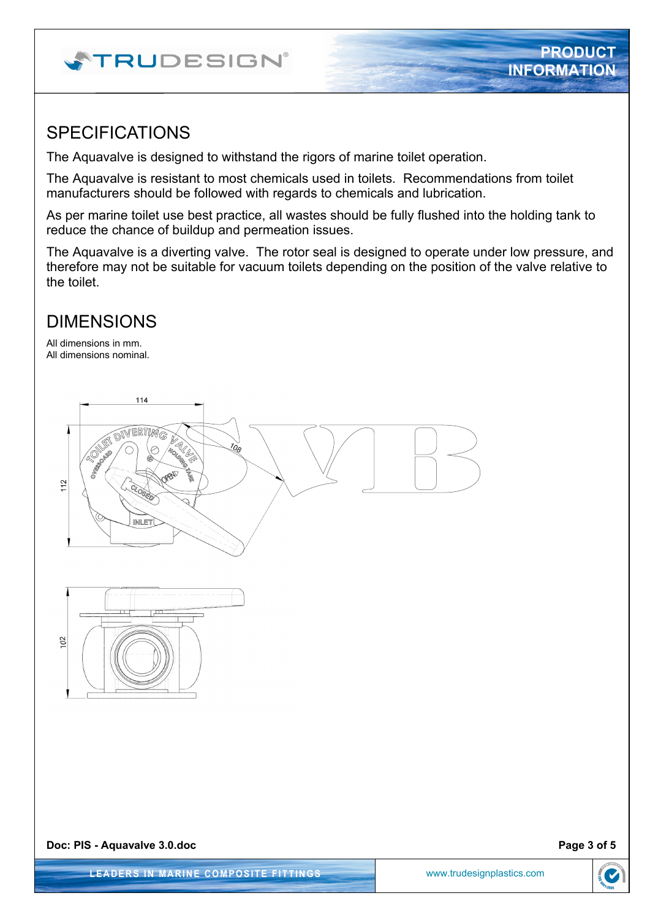## SPECIFICATIONS

The Aquavalve is designed to withstand the rigors of marine toilet operation.

The Aquavalve is resistant to most chemicals used in toilets. Recommendations from toilet manufacturers should be followed with regards to chemicals and lubrication.

As per marine toilet use best practice, all wastes should be fully flushed into the holding tank to reduce the chance of buildup and permeation issues.

The Aquavalve is a diverting valve. The rotor seal is designed to operate under low pressure, and therefore may not be suitable for vacuum toilets depending on the position of the valve relative to the toilet.

## DIMENSIONS

All dimensions in mm.
All dimensions nominal.

**Doc: PIS - Aquavalve 3.0.doc**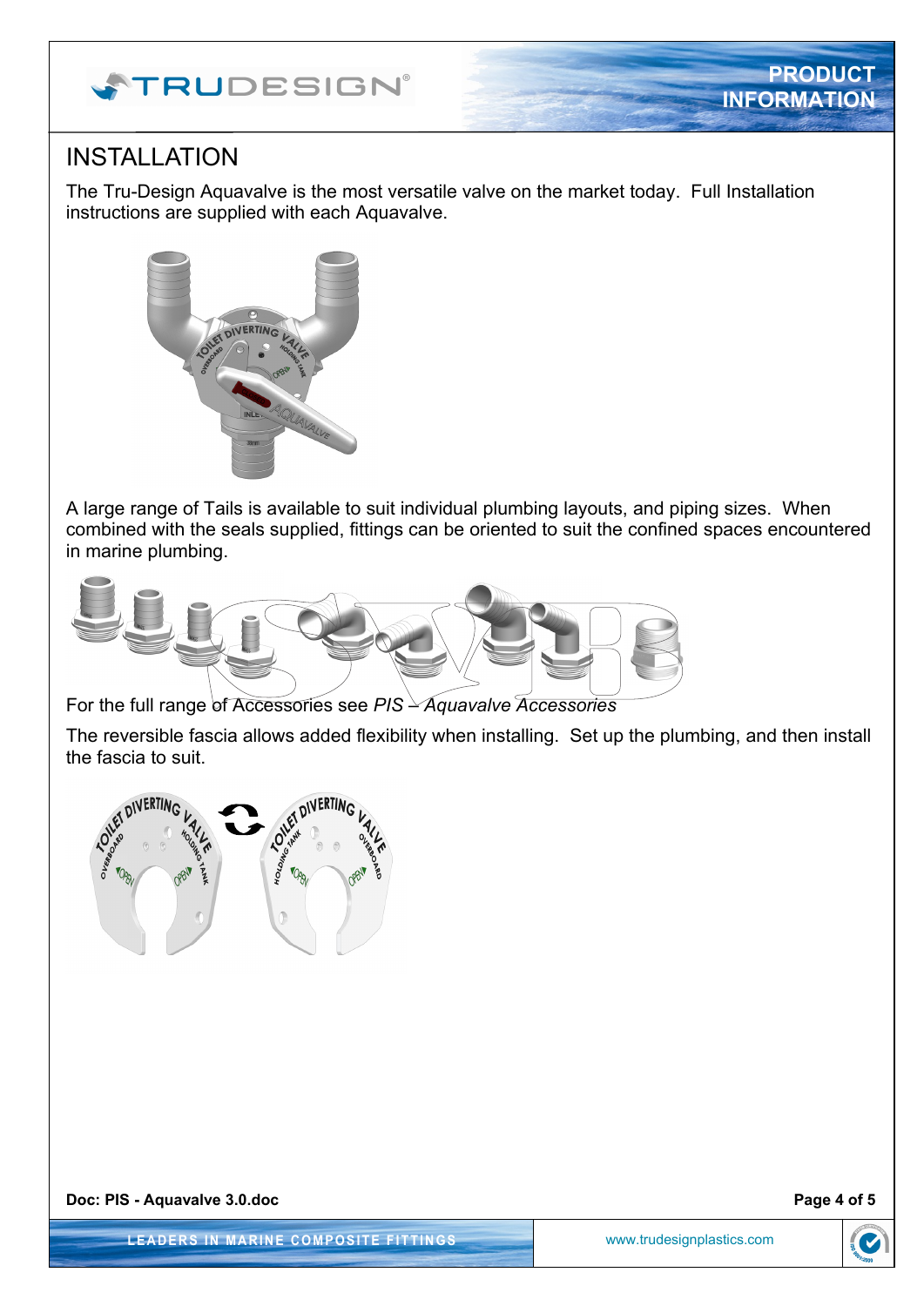# INSTALLATION

The Tru-Design Aquavalve is the most versatile valve on the market today. Full Installation instructions are supplied with each Aquavalve.

A large range of Tails is available to suit individual plumbing layouts, and piping sizes. When combined with the seals supplied, fittings can be oriented to suit the confined spaces encountered in marine plumbing.

For the full range of Accessories see *PIS – Aquavalve Accessories*

The reversible fascia allows added flexibility when installing. Set up the plumbing, and then install the fascia to suit.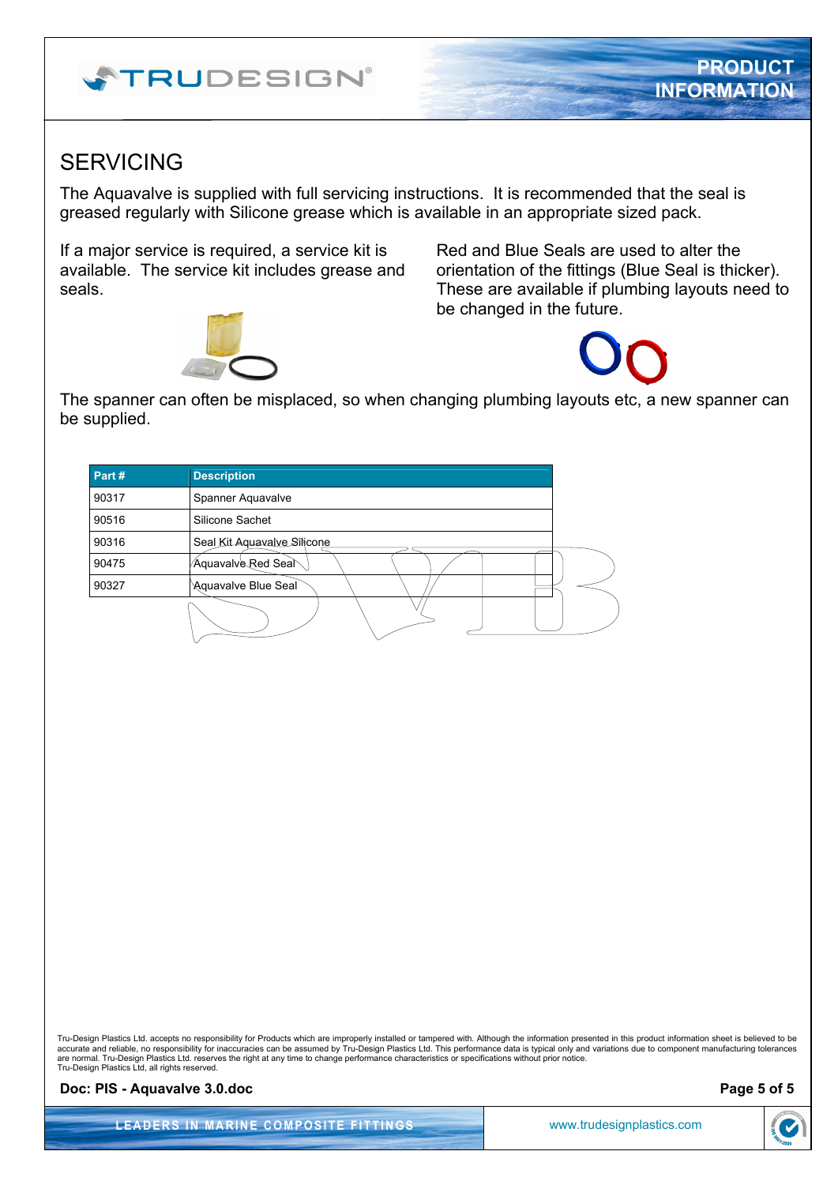## SERVICING

The Aquavalve is supplied with full servicing instructions. It is recommended that the seal is greased regularly with Silicone grease which is available in an appropriate sized pack.

If a major service is required, a service kit is available. The service kit includes grease and seals.

Red and Blue Seals are used to alter the orientation of the fittings (Blue Seal is thicker). These are available if plumbing layouts need to be changed in the future.

The spanner can often be misplaced, so when changing plumbing layouts etc, a new spanner can be supplied.

| Part # | Description |
|---|---|
| 90317 | Spanner Aquavalve |
| 90516 | Silicone Sachet |
| 90316 | Seal Kit Aquavalve Silicone |
| 90475 | Aquavalve Red Seal |
| 90327 | Aquavalve Blue Seal |

Tru-Design Plastics Ltd. accepts no responsibility for Products which are improperly installed or tampered with. Although the information presented in this product information sheet is believed to be accurate and reliable, no responsibility for inaccuracies can be assumed by Tru-Design Plastics Ltd. This performance data is typical only and variations due to component manufacturing tolerances are normal. Tru-Design Plastics Ltd. reserves the right at any time to change performance characteristics or specifications without prior notice.
Tru-Design Plastics Ltd, all rights reserved.